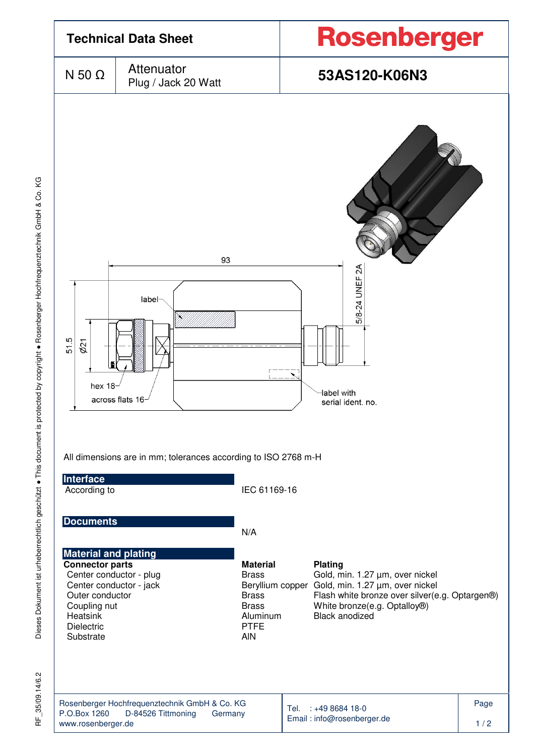# Technical Data Sheet

**Rosenberger**

| N 50 Ω | Attenuator<br>Plug / Jack 20 Watt | **53AS120-K06N3** |
|---|---|---|

93

label

51.5

Ø21

5/8-24 UNEF 2A

hex 18

across flats 16

label with serial ident. no.

All dimensions are in mm; tolerances according to ISO 2768 m-H

## Interface

According to IEC 61169-16

## Documents

N/A

## Material and plating

| **Connector parts** | **Material** | **Plating** |
|---|---|---|
| Center conductor - plug | Brass | Gold, min. 1.27 µm, over nickel |
| Center conductor - jack | Beryllium copper | Gold, min. 1.27 µm, over nickel |
| Outer conductor | Brass | Flash white bronze over silver(e.g. Optargen®) |
| Coupling nut | Brass | White bronze(e.g. Optalloy®) |
| Heatsink | Aluminum | Black anodized |
| Dielectric | PTFE | |
| Substrate | AlN | |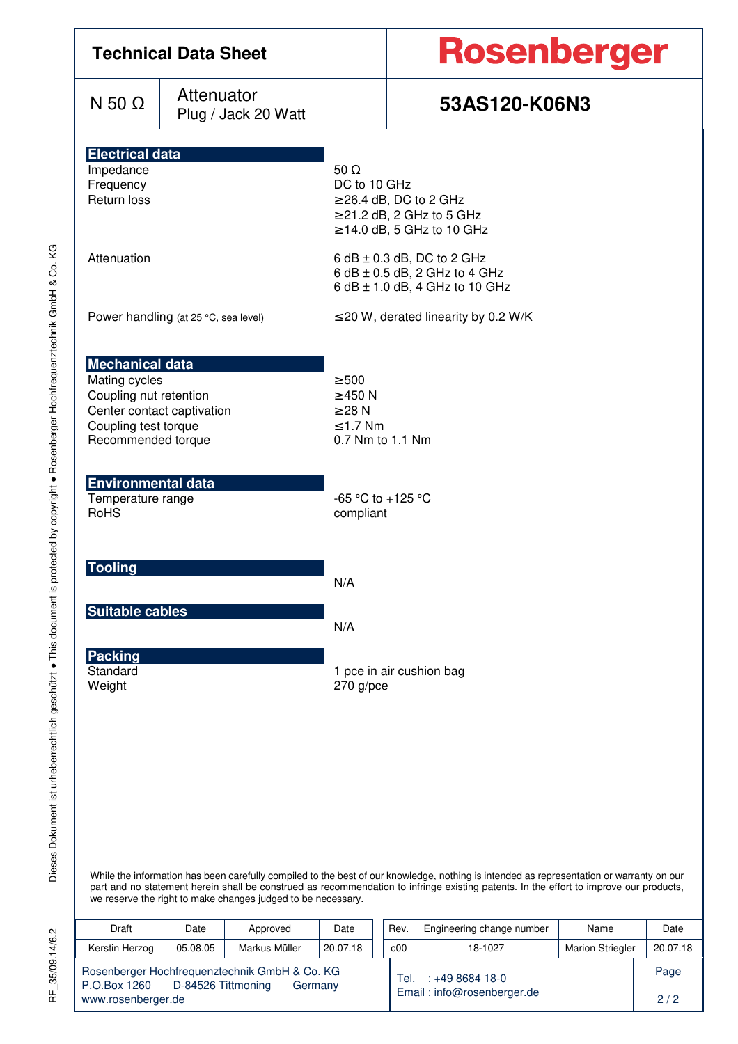# Technical Data Sheet

**Rosenberger**

| N 50 Ω | Attenuator<br>Plug / Jack 20 Watt | **53AS120-K06N3** |
|---|---|---|

## Electrical data

| | |
|---|---|
| Impedance | 50 Ω |
| Frequency | DC to 10 GHz |
| Return loss | ≥26.4 dB, DC to 2 GHz<br>≥21.2 dB, 2 GHz to 5 GHz<br>≥14.0 dB, 5 GHz to 10 GHz |
| Attenuation | 6 dB ± 0.3 dB, DC to 2 GHz<br>6 dB ± 0.5 dB, 2 GHz to 4 GHz<br>6 dB ± 1.0 dB, 4 GHz to 10 GHz |
| Power handling (at 25 °C, sea level) | ≤20 W, derated linearity by 0.2 W/K |

## Mechanical data

| | |
|---|---|
| Mating cycles | ≥500 |
| Coupling nut retention | ≥450 N |
| Center contact captivation | ≥28 N |
| Coupling test torque | ≤1.7 Nm |
| Recommended torque | 0.7 Nm to 1.1 Nm |

## Environmental data

| | |
|---|---|
| Temperature range | -65 °C to +125 °C |
| RoHS | compliant |

## Tooling

N/A

## Suitable cables

N/A

## Packing

| | |
|---|---|
| Standard | 1 pce in air cushion bag |
| Weight | 270 g/pce |

While the information has been carefully compiled to the best of our knowledge, nothing is intended as representation or warranty on our part and no statement herein shall be construed as recommendation to infringe existing patents. In the effort to improve our products, we reserve the right to make changes judged to be necessary.

| Draft | Date | Approved | Date | Rev. | Engineering change number | Name | Date |
|---|---|---|---|---|---|---|---|
| Kerstin Herzog | 05.08.05 | Markus Müller | 20.07.18 | c00 | 18-1027 | Marion Striegler | 20.07.18 |

Rosenberger Hochfrequenztechnik GmbH & Co. KG
P.O.Box 1260 D-84526 Tittmoning Germany
www.rosenberger.de

Tel. : +49 8684 18-0
Email : info@rosenberger.de

Dieses Dokument ist urheberrechtlich geschützt • This document is protected by copyright • Rosenberger Hochfrequenztechnik GmbH & Co. KG

RF_35/09.14/6.2